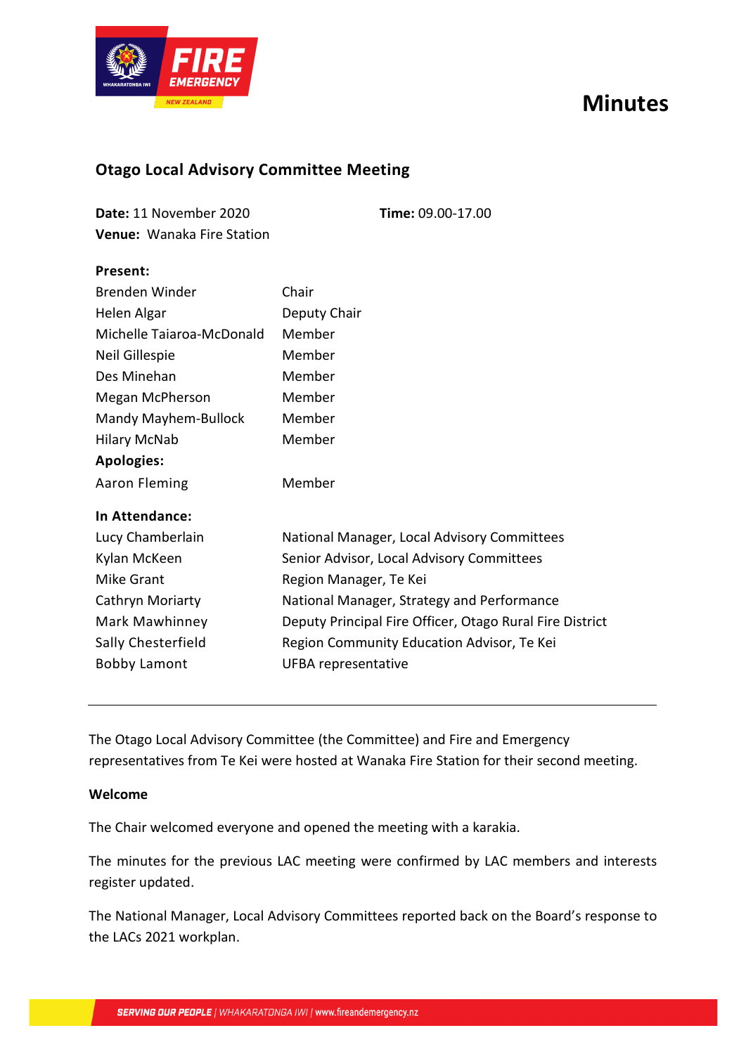# Minutes

## Otago Local Advisory Committee Meeting

**Date:** 11 November 2020

**Time:** 09.00-17.00

**Venue:** Wanaka Fire Station

**Present:**

| | |
|---|---|
| Brenden Winder | Chair |
| Helen Algar | Deputy Chair |
| Michelle Taiaroa-McDonald | Member |
| Neil Gillespie | Member |
| Des Minehan | Member |
| Megan McPherson | Member |
| Mandy Mayhem-Bullock | Member |
| Hilary McNab | Member |

**Apologies:**

| | |
|---|---|
| Aaron Fleming | Member |

**In Attendance:**

| | |
|---|---|
| Lucy Chamberlain | National Manager, Local Advisory Committees |
| Kylan McKeen | Senior Advisor, Local Advisory Committees |
| Mike Grant | Region Manager, Te Kei |
| Cathryn Moriarty | National Manager, Strategy and Performance |
| Mark Mawhinney | Deputy Principal Fire Officer, Otago Rural Fire District |
| Sally Chesterfield | Region Community Education Advisor, Te Kei |
| Bobby Lamont | UFBA representative |

---

The Otago Local Advisory Committee (the Committee) and Fire and Emergency representatives from Te Kei were hosted at Wanaka Fire Station for their second meeting.

**Welcome**

The Chair welcomed everyone and opened the meeting with a karakia.

The minutes for the previous LAC meeting were confirmed by LAC members and interests register updated.

The National Manager, Local Advisory Committees reported back on the Board's response to the LACs 2021 workplan.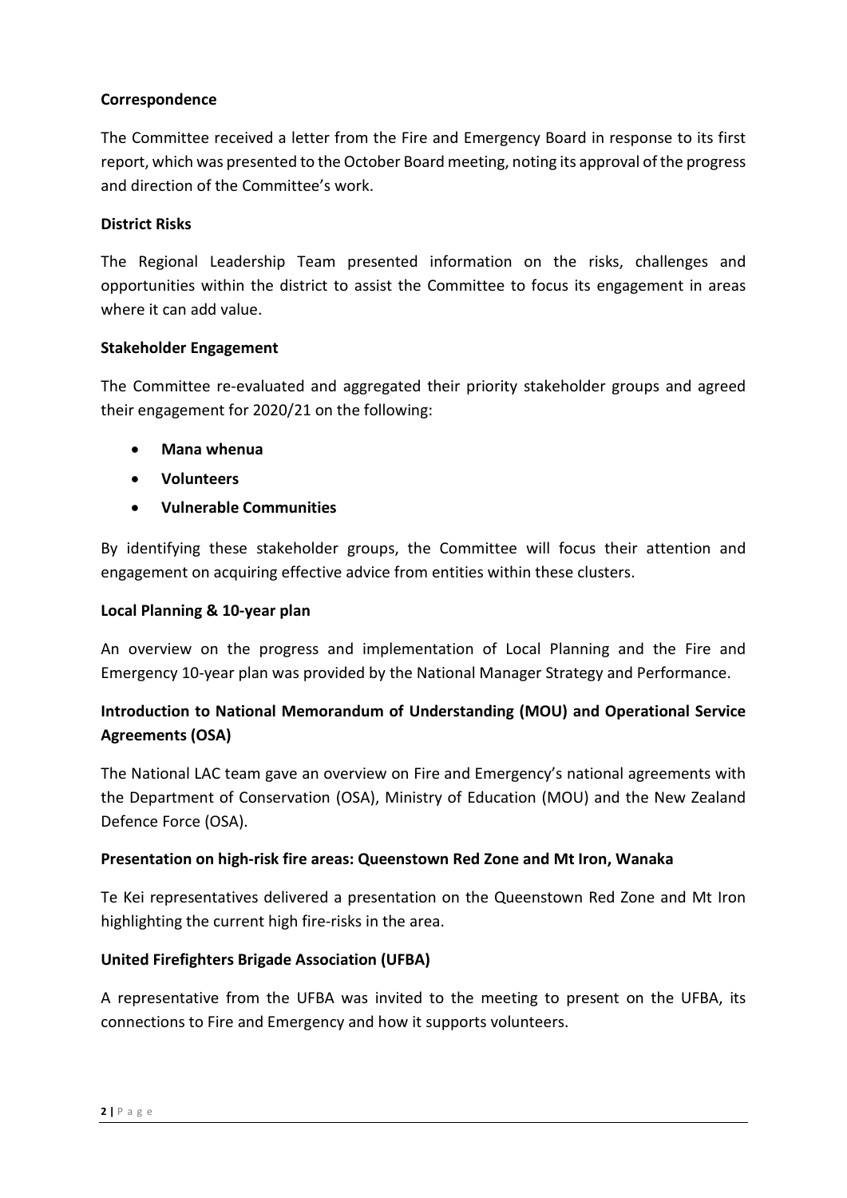**Correspondence**

The Committee received a letter from the Fire and Emergency Board in response to its first report, which was presented to the October Board meeting, noting its approval of the progress and direction of the Committee's work.

**District Risks**

The Regional Leadership Team presented information on the risks, challenges and opportunities within the district to assist the Committee to focus its engagement in areas where it can add value.

**Stakeholder Engagement**

The Committee re-evaluated and aggregated their priority stakeholder groups and agreed their engagement for 2020/21 on the following:

- **Mana whenua**
- **Volunteers**
- **Vulnerable Communities**

By identifying these stakeholder groups, the Committee will focus their attention and engagement on acquiring effective advice from entities within these clusters.

**Local Planning & 10-year plan**

An overview on the progress and implementation of Local Planning and the Fire and Emergency 10-year plan was provided by the National Manager Strategy and Performance.

**Introduction to National Memorandum of Understanding (MOU) and Operational Service Agreements (OSA)**

The National LAC team gave an overview on Fire and Emergency's national agreements with the Department of Conservation (OSA), Ministry of Education (MOU) and the New Zealand Defence Force (OSA).

**Presentation on high-risk fire areas: Queenstown Red Zone and Mt Iron, Wanaka**

Te Kei representatives delivered a presentation on the Queenstown Red Zone and Mt Iron highlighting the current high fire-risks in the area.

**United Firefighters Brigade Association (UFBA)**

A representative from the UFBA was invited to the meeting to present on the UFBA, its connections to Fire and Emergency and how it supports volunteers.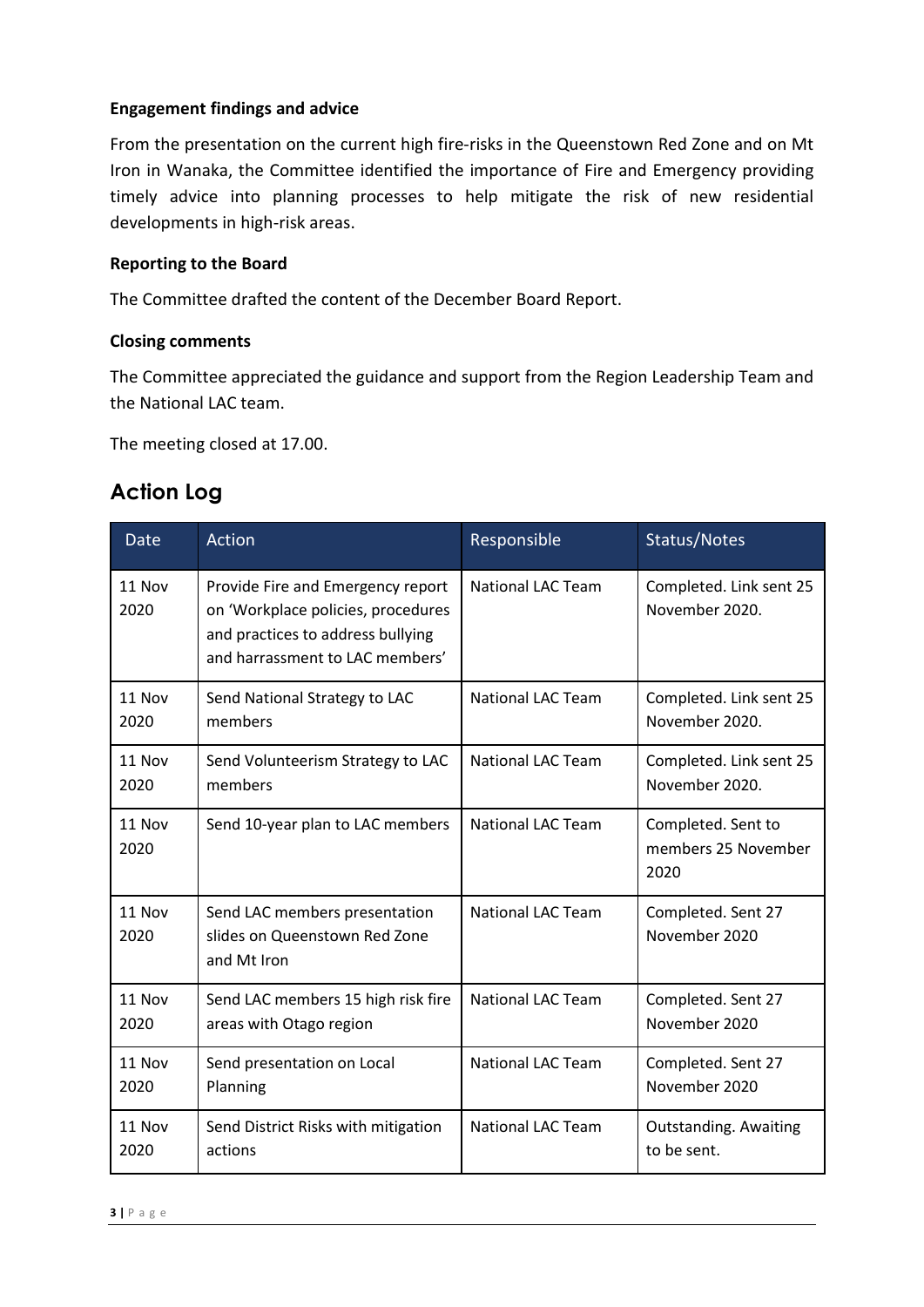**Engagement findings and advice**

From the presentation on the current high fire-risks in the Queenstown Red Zone and on Mt Iron in Wanaka, the Committee identified the importance of Fire and Emergency providing timely advice into planning processes to help mitigate the risk of new residential developments in high-risk areas.

**Reporting to the Board**

The Committee drafted the content of the December Board Report.

**Closing comments**

The Committee appreciated the guidance and support from the Region Leadership Team and the National LAC team.

The meeting closed at 17.00.

## Action Log

| Date | Action | Responsible | Status/Notes |
|---|---|---|---|
| 11 Nov 2020 | Provide Fire and Emergency report on 'Workplace policies, procedures and practices to address bullying and harrassment to LAC members' | National LAC Team | Completed. Link sent 25 November 2020. |
| 11 Nov 2020 | Send National Strategy to LAC members | National LAC Team | Completed. Link sent 25 November 2020. |
| 11 Nov 2020 | Send Volunteerism Strategy to LAC members | National LAC Team | Completed. Link sent 25 November 2020. |
| 11 Nov 2020 | Send 10-year plan to LAC members | National LAC Team | Completed. Sent to members 25 November 2020 |
| 11 Nov 2020 | Send LAC members presentation slides on Queenstown Red Zone and Mt Iron | National LAC Team | Completed. Sent 27 November 2020 |
| 11 Nov 2020 | Send LAC members 15 high risk fire areas with Otago region | National LAC Team | Completed. Sent 27 November 2020 |
| 11 Nov 2020 | Send presentation on Local Planning | National LAC Team | Completed. Sent 27 November 2020 |
| 11 Nov 2020 | Send District Risks with mitigation actions | National LAC Team | Outstanding. Awaiting to be sent. |